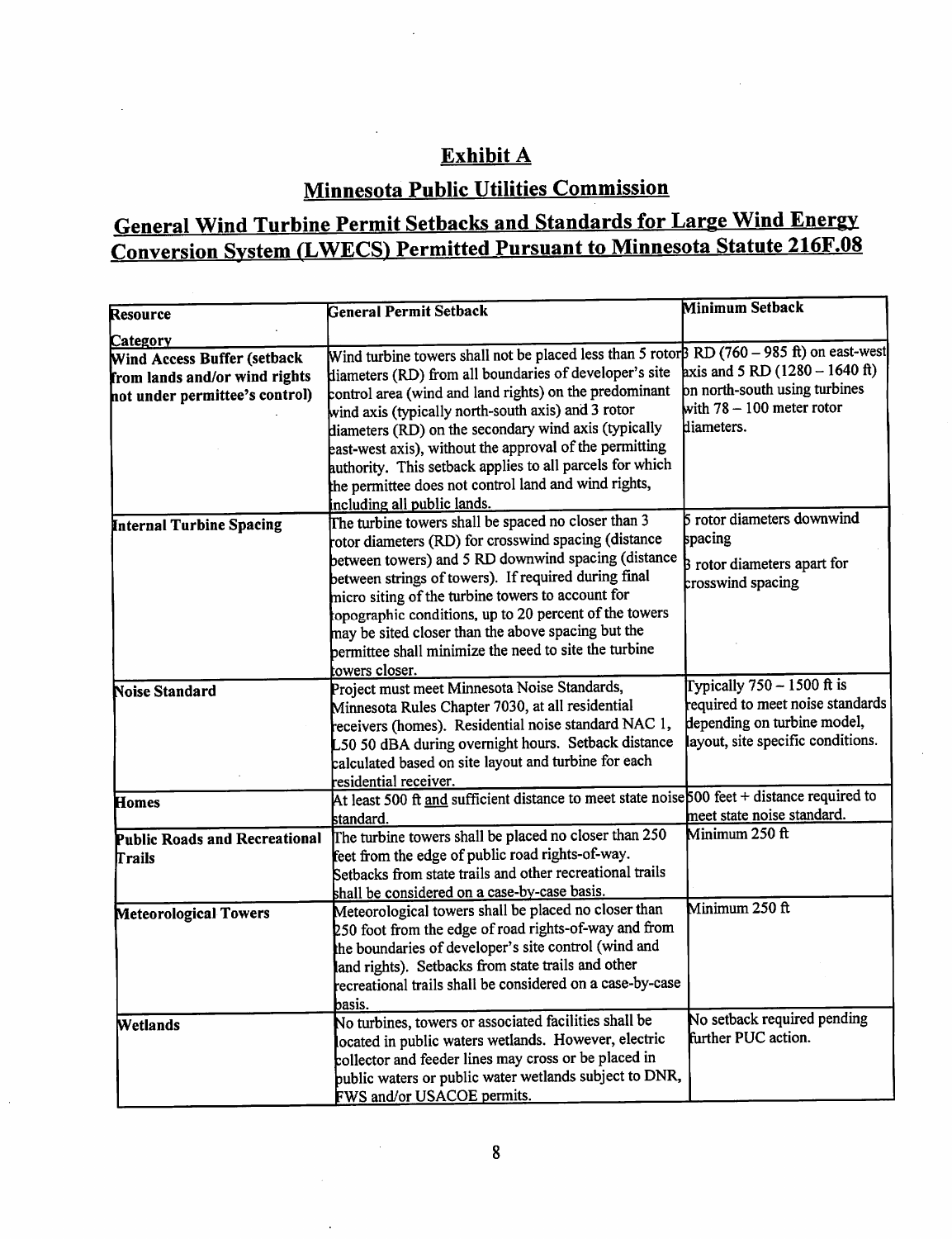# Exhibit A

## Minnesota Public Utilities Commission

## General Wind Turbine Permit Setbacks and Standards for Large Wind Energy Conversion System (LWECS) Permitted Pursuant to Minnesota Statute 216F.08

| Resource Category | General Permit Setback | Minimum Setback |
|---|---|---|
| **Wind Access Buffer (setback from lands and/or wind rights not under permittee's control)** | Wind turbine towers shall not be placed less than 5 rotor diameters (RD) from all boundaries of developer's site control area (wind and land rights) on the predominant wind axis (typically north-south axis) and 3 rotor diameters (RD) on the secondary wind axis (typically east-west axis), without the approval of the permitting authority. This setback applies to all parcels for which the permittee does not control land and wind rights, including all public lands. | 3 RD (760 – 985 ft) on east-west axis and 5 RD (1280 – 1640 ft) on north-south using turbines with 78 – 100 meter rotor diameters. |
| **Internal Turbine Spacing** | The turbine towers shall be spaced no closer than 3 rotor diameters (RD) for crosswind spacing (distance between towers) and 5 RD downwind spacing (distance between strings of towers). If required during final micro siting of the turbine towers to account for topographic conditions, up to 20 percent of the towers may be sited closer than the above spacing but the permittee shall minimize the need to site the turbine towers closer. | 5 rotor diameters downwind spacing<br><br>3 rotor diameters apart for crosswind spacing |
| **Noise Standard** | Project must meet Minnesota Noise Standards, Minnesota Rules Chapter 7030, at all residential receivers (homes). Residential noise standard NAC 1, L50 50 dBA during overnight hours. Setback distance calculated based on site layout and turbine for each residential receiver. | Typically 750 – 1500 ft is required to meet noise standards depending on turbine model, layout, site specific conditions. |
| **Homes** | At least 500 ft <u>and</u> sufficient distance to meet state noise standard. | 500 feet + distance required to meet state noise standard. |
| **Public Roads and Recreational Trails** | The turbine towers shall be placed no closer than 250 feet from the edge of public road rights-of-way. Setbacks from state trails and other recreational trails shall be considered on a case-by-case basis. | Minimum 250 ft |
| **Meteorological Towers** | Meteorological towers shall be placed no closer than 250 foot from the edge of road rights-of-way and from the boundaries of developer's site control (wind and land rights). Setbacks from state trails and other recreational trails shall be considered on a case-by-case basis. | Minimum 250 ft |
| **Wetlands** | No turbines, towers or associated facilities shall be located in public waters wetlands. However, electric collector and feeder lines may cross or be placed in public waters or public water wetlands subject to DNR, FWS and/or USACOE permits. | No setback required pending further PUC action. |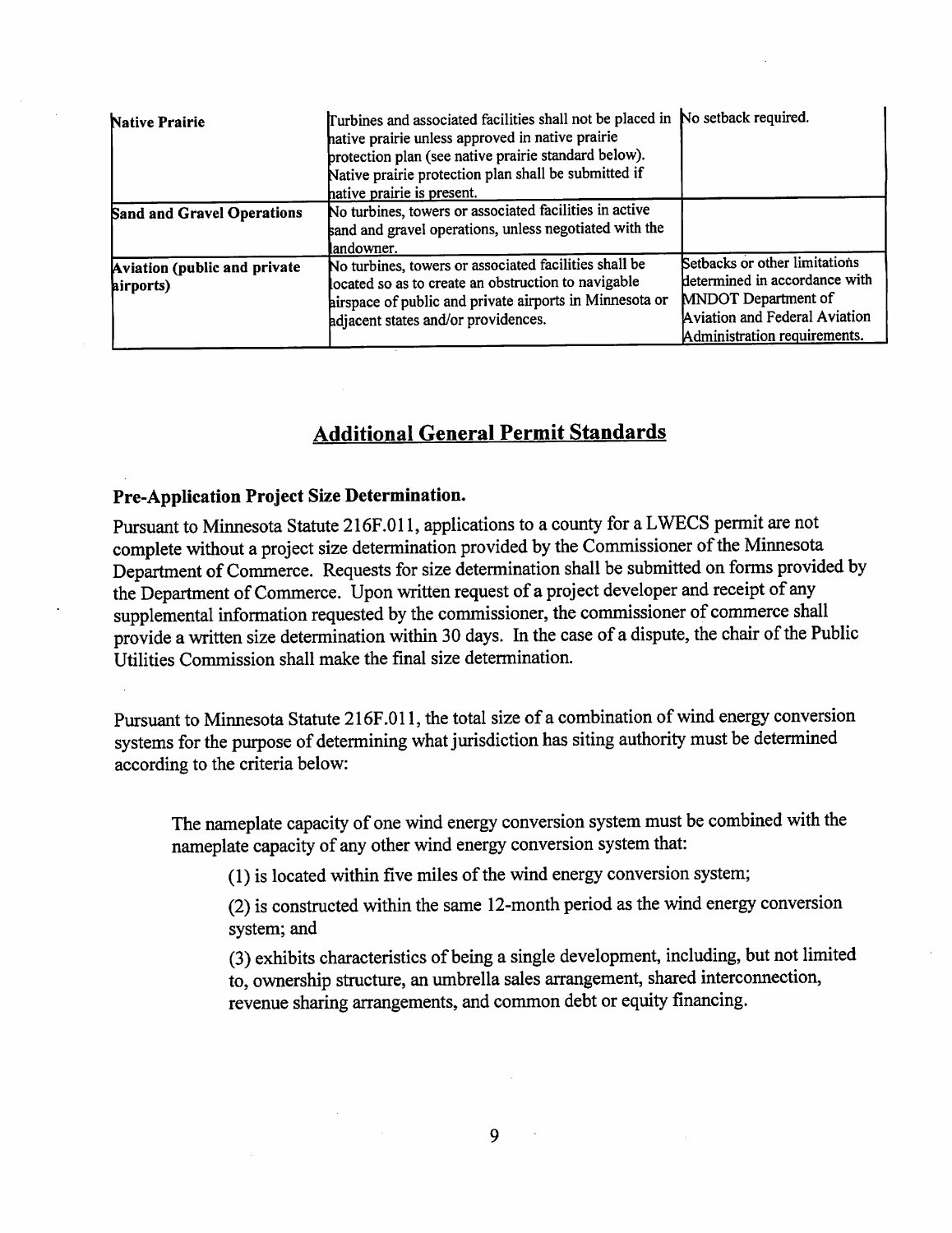| | | |
|---|---|---|
| **Native Prairie** | Turbines and associated facilities shall not be placed in native prairie unless approved in native prairie protection plan (see native prairie standard below). Native prairie protection plan shall be submitted if native prairie is present. | No setback required. |
| **Sand and Gravel Operations** | No turbines, towers or associated facilities in active sand and gravel operations, unless negotiated with the landowner. | |
| **Aviation (public and private airports)** | No turbines, towers or associated facilities shall be located so as to create an obstruction to navigable airspace of public and private airports in Minnesota or adjacent states and/or providences. | Setbacks or other limitations determined in accordance with MNDOT Department of Aviation and Federal Aviation Administration requirements. |

## Additional General Permit Standards

### Pre-Application Project Size Determination.

Pursuant to Minnesota Statute 216F.011, applications to a county for a LWECS permit are not complete without a project size determination provided by the Commissioner of the Minnesota Department of Commerce. Requests for size determination shall be submitted on forms provided by the Department of Commerce. Upon written request of a project developer and receipt of any supplemental information requested by the commissioner, the commissioner of commerce shall provide a written size determination within 30 days. In the case of a dispute, the chair of the Public Utilities Commission shall make the final size determination.

Pursuant to Minnesota Statute 216F.011, the total size of a combination of wind energy conversion systems for the purpose of determining what jurisdiction has siting authority must be determined according to the criteria below:

The nameplate capacity of one wind energy conversion system must be combined with the nameplate capacity of any other wind energy conversion system that:

(1) is located within five miles of the wind energy conversion system;

(2) is constructed within the same 12-month period as the wind energy conversion system; and

(3) exhibits characteristics of being a single development, including, but not limited to, ownership structure, an umbrella sales arrangement, shared interconnection, revenue sharing arrangements, and common debt or equity financing.